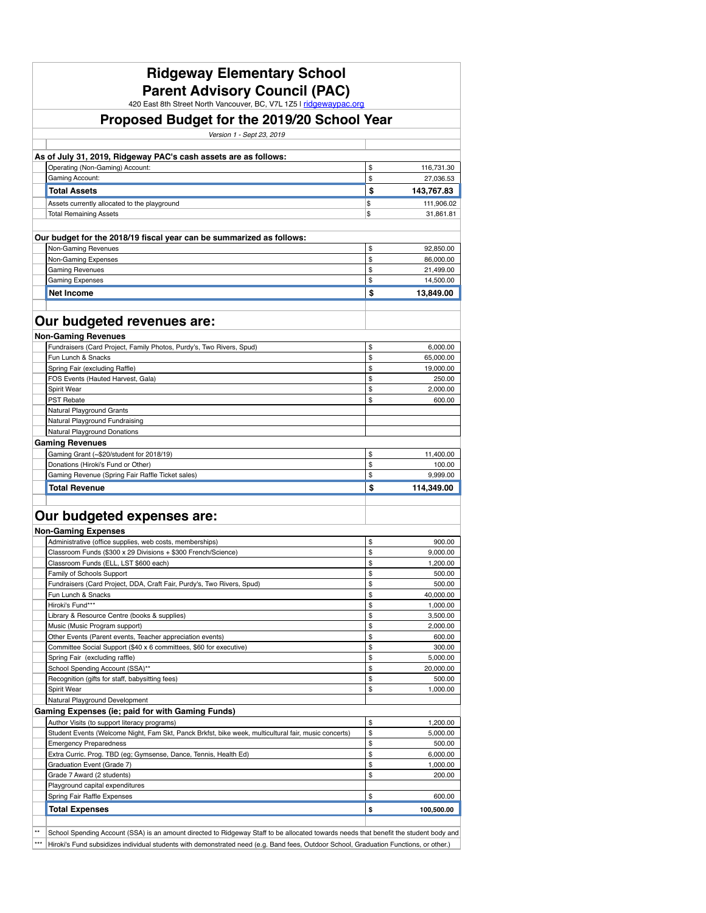# Ridgeway Elementary School
# Parent Advisory Council (PAC)

420 East 8th Street North Vancouver, BC, V7L 1Z5 I ridgewaypac.org

## Proposed Budget for the 2019/20 School Year

*Version 1 - Sept 23, 2019*

### As of July 31, 2019, Ridgeway PAC's cash assets are as follows:

| Item | Amount |
|---|---|
| Operating (Non-Gaming) Account: | $ 116,731.30 |
| Gaming Account: | $ 27,036.53 |
| **Total Assets** | **$ 143,767.83** |
| Assets currently allocated to the playground | $ 111,906.02 |
| Total Remaining Assets | $ 31,861.81 |

### Our budget for the 2018/19 fiscal year can be summarized as follows:

| Item | Amount |
|---|---|
| Non-Gaming Revenues | $ 92,850.00 |
| Non-Gaming Expenses | $ 86,000.00 |
| Gaming Revenues | $ 21,499.00 |
| Gaming Expenses | $ 14,500.00 |
| **Net Income** | **$ 13,849.00** |

## Our budgeted revenues are:

| Item | Amount |
|---|---|
| **Non-Gaming Revenues** | |
| Fundraisers (Card Project, Family Photos, Purdy's, Two Rivers, Spud) | $ 6,000.00 |
| Fun Lunch & Snacks | $ 65,000.00 |
| Spring Fair (excluding Raffle) | $ 19,000.00 |
| FOS Events (Hauted Harvest, Gala) | $ 250.00 |
| Spirit Wear | $ 2,000.00 |
| PST Rebate | $ 600.00 |
| Natural Playground Grants | |
| Natural Playground Fundraising | |
| Natural Playground Donations | |
| **Gaming Revenues** | |
| Gaming Grant (~$20/student for 2018/19) | $ 11,400.00 |
| Donations (Hiroki's Fund or Other) | $ 100.00 |
| Gaming Revenue (Spring Fair Raffle Ticket sales) | $ 9,999.00 |
| **Total Revenue** | **$ 114,349.00** |

## Our budgeted expenses are:

| Item | Amount |
|---|---|
| **Non-Gaming Expenses** | |
| Administrative (office supplies, web costs, memberships) | $ 900.00 |
| Classroom Funds ($300 x 29 Divisions + $300 French/Science) | $ 9,000.00 |
| Classroom Funds (ELL, LST $600 each) | $ 1,200.00 |
| Family of Schools Support | $ 500.00 |
| Fundraisers (Card Project, DDA, Craft Fair, Purdy's, Two Rivers, Spud) | $ 500.00 |
| Fun Lunch & Snacks | $ 40,000.00 |
| Hiroki's Fund*** | $ 1,000.00 |
| Library & Resource Centre (books & supplies) | $ 3,500.00 |
| Music (Music Program support) | $ 2,000.00 |
| Other Events (Parent events, Teacher appreciation events) | $ 600.00 |
| Committee Social Support ($40 x 6 committees, $60 for executive) | $ 300.00 |
| Spring Fair (excluding raffle) | $ 5,000.00 |
| School Spending Account (SSA)** | $ 20,000.00 |
| Recognition (gifts for staff, babysitting fees) | $ 500.00 |
| Spirit Wear | $ 1,000.00 |
| Natural Playground Development | |
| **Gaming Expenses (ie; paid for with Gaming Funds)** | |
| Author Visits (to support literacy programs) | $ 1,200.00 |
| Student Events (Welcome Night, Fam Skt, Panck Brkfst, bike week, multicultural fair, music concerts) | $ 5,000.00 |
| Emergency Preparedness | $ 500.00 |
| Extra Curric. Prog. TBD (eg; Gymsense, Dance, Tennis, Health Ed) | $ 6,000.00 |
| Graduation Event (Grade 7) | $ 1,000.00 |
| Grade 7 Award (2 students) | $ 200.00 |
| Playground capital expenditures | |
| Spring Fair Raffle Expenses | $ 600.00 |
| **Total Expenses** | **$ 100,500.00** |

** School Spending Account (SSA) is an amount directed to Ridgeway Staff to be allocated towards needs that benefit the student body and

*** Hiroki's Fund subsidizes individual students with demonstrated need (e.g. Band fees, Outdoor School, Graduation Functions, or other.)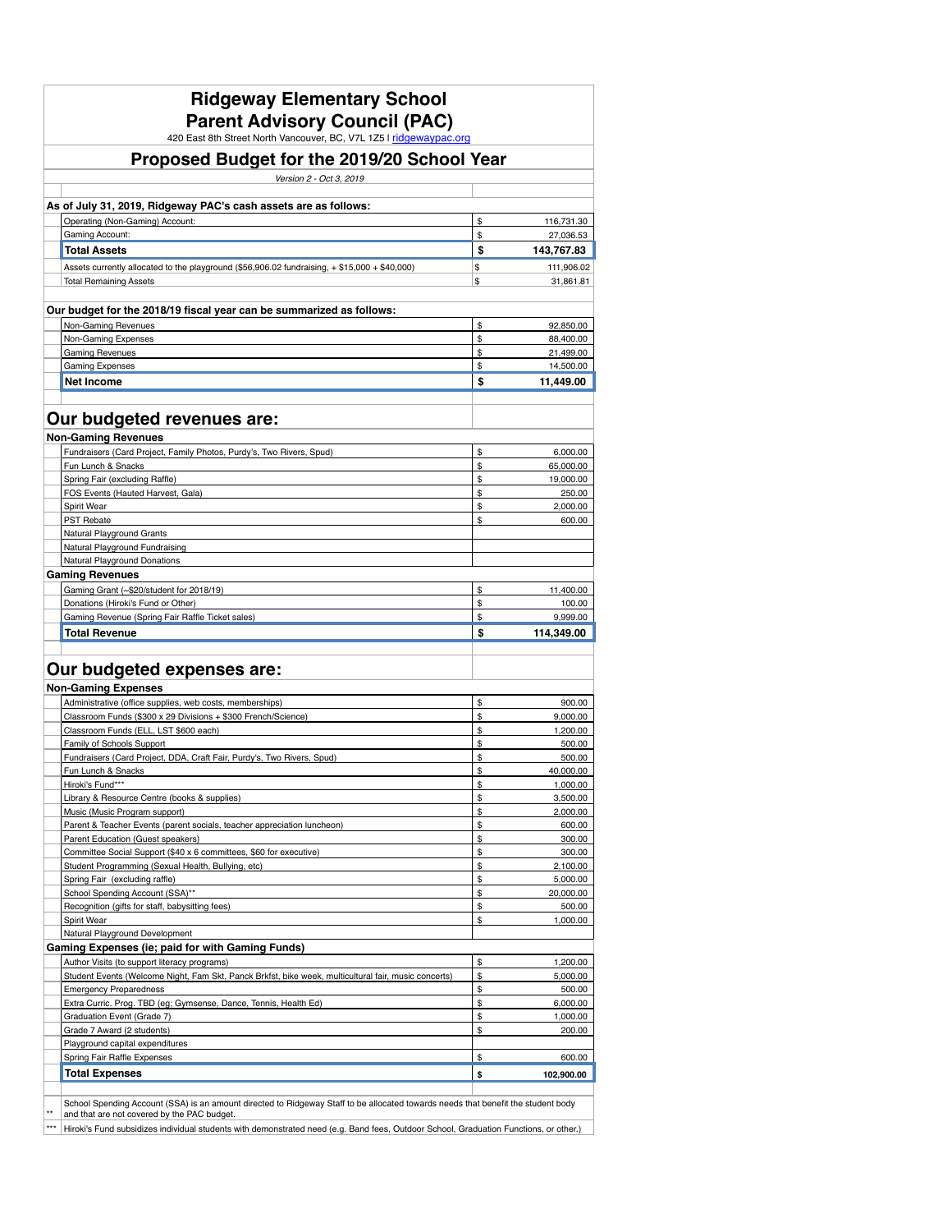# Ridgeway Elementary School
# Parent Advisory Council (PAC)

420 East 8th Street North Vancouver, BC, V7L 1Z5 I ridgewaypac.org

## Proposed Budget for the 2019/20 School Year

*Version 2 - Oct 3, 2019*

**As of July 31, 2019, Ridgeway PAC's cash assets are as follows:**

| Item | | Amount |
|---|---|---|
| Operating (Non-Gaming) Account: | $ | 116,731.30 |
| Gaming Account: | $ | 27,036.53 |
| **Total Assets** | **$** | **143,767.83** |
| Assets currently allocated to the playground ($56,906.02 fundraising, + $15,000 + $40,000) | $ | 111,906.02 |
| Total Remaining Assets | $ | 31,861.81 |

**Our budget for the 2018/19 fiscal year can be summarized as follows:**

| Item | | Amount |
|---|---|---|
| Non-Gaming Revenues | $ | 92,850.00 |
| Non-Gaming Expenses | $ | 88,400.00 |
| Gaming Revenues | $ | 21,499.00 |
| Gaming Expenses | $ | 14,500.00 |
| **Net Income** | **$** | **11,449.00** |

## Our budgeted revenues are:

| Item | | Amount |
|---|---|---|
| **Non-Gaming Revenues** | | |
| Fundraisers (Card Project, Family Photos, Purdy's, Two Rivers, Spud) | $ | 6,000.00 |
| Fun Lunch & Snacks | $ | 65,000.00 |
| Spring Fair (excluding Raffle) | $ | 19,000.00 |
| FOS Events (Hauted Harvest, Gala) | $ | 250.00 |
| Spirit Wear | $ | 2,000.00 |
| PST Rebate | $ | 600.00 |
| Natural Playground Grants | | |
| Natural Playground Fundraising | | |
| Natural Playground Donations | | |
| **Gaming Revenues** | | |
| Gaming Grant (~$20/student for 2018/19) | $ | 11,400.00 |
| Donations (Hiroki's Fund or Other) | $ | 100.00 |
| Gaming Revenue (Spring Fair Raffle Ticket sales) | $ | 9,999.00 |
| **Total Revenue** | **$** | **114,349.00** |

## Our budgeted expenses are:

| Item | | Amount |
|---|---|---|
| **Non-Gaming Expenses** | | |
| Administrative (office supplies, web costs, memberships) | $ | 900.00 |
| Classroom Funds ($300 x 29 Divisions + $300 French/Science) | $ | 9,000.00 |
| Classroom Funds (ELL, LST $600 each) | $ | 1,200.00 |
| Family of Schools Support | $ | 500.00 |
| Fundraisers (Card Project, DDA, Craft Fair, Purdy's, Two Rivers, Spud) | $ | 500.00 |
| Fun Lunch & Snacks | $ | 40,000.00 |
| Hiroki's Fund*** | $ | 1,000.00 |
| Library & Resource Centre (books & supplies) | $ | 3,500.00 |
| Music (Music Program support) | $ | 2,000.00 |
| Parent & Teacher Events (parent socials, teacher appreciation luncheon) | $ | 600.00 |
| Parent Education (Guest speakers) | $ | 300.00 |
| Committee Social Support ($40 x 6 committees, $60 for executive) | $ | 300.00 |
| Student Programming (Sexual Health, Bullying, etc) | $ | 2,100.00 |
| Spring Fair (excluding raffle) | $ | 5,000.00 |
| School Spending Account (SSA)** | $ | 20,000.00 |
| Recognition (gifts for staff, babysitting fees) | $ | 500.00 |
| Spirit Wear | $ | 1,000.00 |
| Natural Playground Development | | |
| **Gaming Expenses (ie; paid for with Gaming Funds)** | | |
| Author Visits (to support literacy programs) | $ | 1,200.00 |
| Student Events (Welcome Night, Fam Skt, Panck Brkfst, bike week, multicultural fair, music concerts) | $ | 5,000.00 |
| Emergency Preparedness | $ | 500.00 |
| Extra Curric. Prog. TBD (eg; Gymsense, Dance, Tennis, Health Ed) | $ | 6,000.00 |
| Graduation Event (Grade 7) | $ | 1,000.00 |
| Grade 7 Award (2 students) | $ | 200.00 |
| Playground capital expenditures | | |
| Spring Fair Raffle Expenses | $ | 600.00 |
| **Total Expenses** | **$** | **102,900.00** |

** School Spending Account (SSA) is an amount directed to Ridgeway Staff to be allocated towards needs that benefit the student body and that are not covered by the PAC budget.

*** Hiroki's Fund subsidizes individual students with demonstrated need (e.g. Band fees, Outdoor School, Graduation Functions, or other.)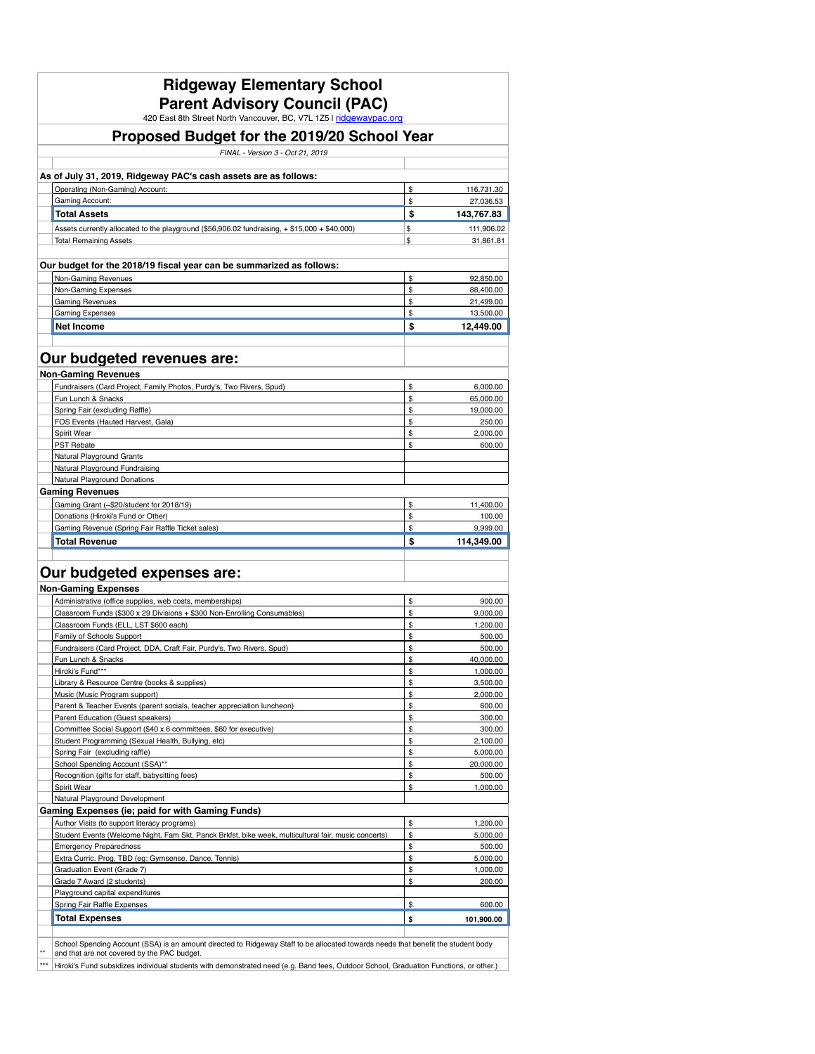# Ridgeway Elementary School
# Parent Advisory Council (PAC)

420 East 8th Street North Vancouver, BC, V7L 1Z5 | ridgewaypac.org

## Proposed Budget for the 2019/20 School Year

*FINAL - Version 3 - Oct 21, 2019*

### As of July 31, 2019, Ridgeway PAC's cash assets are as follows:

| Item | | Amount |
|---|---|---|
| Operating (Non-Gaming) Account: | $ | 116,731.30 |
| Gaming Account: | $ | 27,036.53 |
| **Total Assets** | **$** | **143,767.83** |
| Assets currently allocated to the playground ($56,906.02 fundraising, + $15,000 + $40,000) | $ | 111,906.02 |
| Total Remaining Assets | $ | 31,861.81 |

### Our budget for the 2018/19 fiscal year can be summarized as follows:

| Item | | Amount |
|---|---|---|
| Non-Gaming Revenues | $ | 92,850.00 |
| Non-Gaming Expenses | $ | 88,400.00 |
| Gaming Revenues | $ | 21,499.00 |
| Gaming Expenses | $ | 13,500.00 |
| **Net Income** | **$** | **12,449.00** |

## Our budgeted revenues are:

| Item | | Amount |
|---|---|---|
| **Non-Gaming Revenues** | | |
| Fundraisers (Card Project, Family Photos, Purdy's, Two Rivers, Spud) | $ | 6,000.00 |
| Fun Lunch & Snacks | $ | 65,000.00 |
| Spring Fair (excluding Raffle) | $ | 19,000.00 |
| FOS Events (Hauted Harvest, Gala) | $ | 250.00 |
| Spirit Wear | $ | 2,000.00 |
| PST Rebate | $ | 600.00 |
| Natural Playground Grants | | |
| Natural Playground Fundraising | | |
| Natural Playground Donations | | |
| **Gaming Revenues** | | |
| Gaming Grant (~$20/student for 2018/19) | $ | 11,400.00 |
| Donations (Hiroki's Fund or Other) | $ | 100.00 |
| Gaming Revenue (Spring Fair Raffle Ticket sales) | $ | 9,999.00 |
| **Total Revenue** | **$** | **114,349.00** |

## Our budgeted expenses are:

| Item | | Amount |
|---|---|---|
| **Non-Gaming Expenses** | | |
| Administrative (office supplies, web costs, memberships) | $ | 900.00 |
| Classroom Funds ($300 x 29 Divisions + $300 Non-Enrolling Consumables) | $ | 9,000.00 |
| Classroom Funds (ELL, LST $600 each) | $ | 1,200.00 |
| Family of Schools Support | $ | 500.00 |
| Fundraisers (Card Project, DDA, Craft Fair, Purdy's, Two Rivers, Spud) | $ | 500.00 |
| Fun Lunch & Snacks | $ | 40,000.00 |
| Hiroki's Fund*** | $ | 1,000.00 |
| Library & Resource Centre (books & supplies) | $ | 3,500.00 |
| Music (Music Program support) | $ | 2,000.00 |
| Parent & Teacher Events (parent socials, teacher appreciation luncheon) | $ | 600.00 |
| Parent Education (Guest speakers) | $ | 300.00 |
| Committee Social Support ($40 x 6 committees, $60 for executive) | $ | 300.00 |
| Student Programming (Sexual Health, Bullying, etc) | $ | 2,100.00 |
| Spring Fair (excluding raffle) | $ | 5,000.00 |
| School Spending Account (SSA)** | $ | 20,000.00 |
| Recognition (gifts for staff, babysitting fees) | $ | 500.00 |
| Spirit Wear | $ | 1,000.00 |
| Natural Playground Development | | |
| **Gaming Expenses (ie; paid for with Gaming Funds)** | | |
| Author Visits (to support literacy programs) | $ | 1,200.00 |
| Student Events (Welcome Night, Fam Skt, Panck Brkfst, bike week, multicultural fair, music concerts) | $ | 5,000.00 |
| Emergency Preparedness | $ | 500.00 |
| Extra Curric. Prog. TBD (eg; Gymsense, Dance, Tennis) | $ | 5,000.00 |
| Graduation Event (Grade 7) | $ | 1,000.00 |
| Grade 7 Award (2 students) | $ | 200.00 |
| Playground capital expenditures | | |
| Spring Fair Raffle Expenses | $ | 600.00 |
| **Total Expenses** | **$** | **101,900.00** |

** School Spending Account (SSA) is an amount directed to Ridgeway Staff to be allocated towards needs that benefit the student body and that are not covered by the PAC budget.

*** Hiroki's Fund subsidizes individual students with demonstrated need (e.g. Band fees, Outdoor School, Graduation Functions, or other.)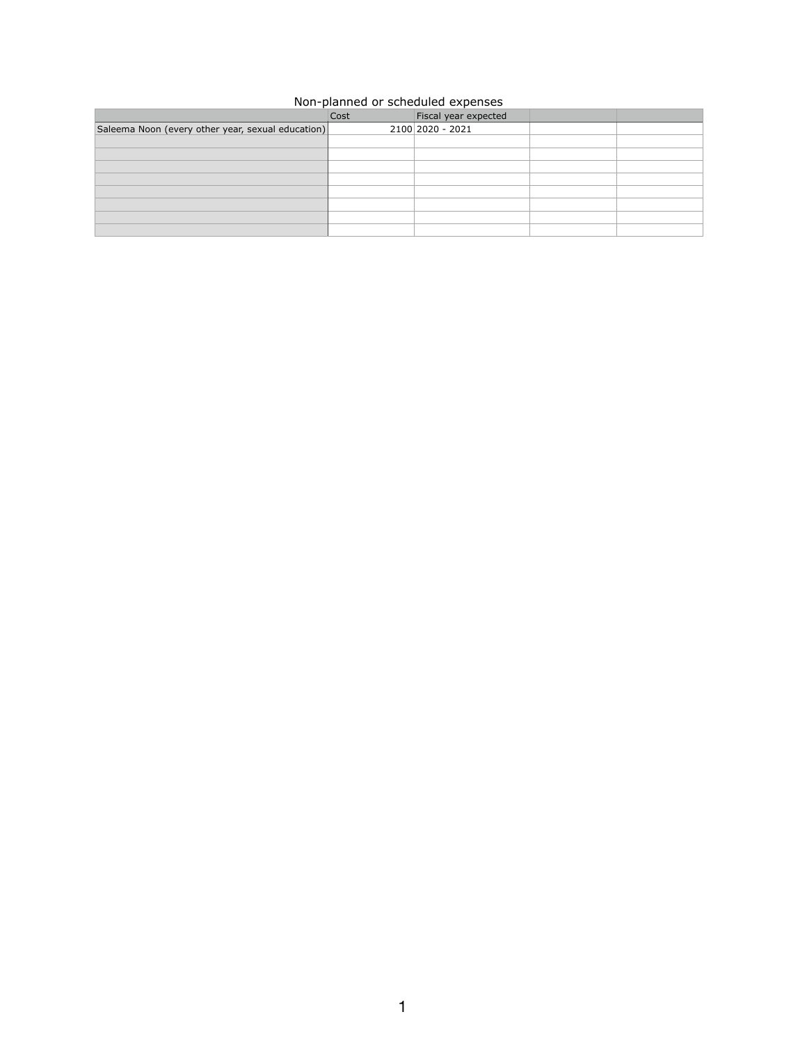# Non-planned or scheduled expenses

| | Cost | Fiscal year expected | | |
|---|---|---|---|---|
| Saleema Noon (every other year, sexual education) | 2100 | 2020 - 2021 | | |
| | | | | |
| | | | | |
| | | | | |
| | | | | |
| | | | | |
| | | | | |
| | | | | |
| | | | | |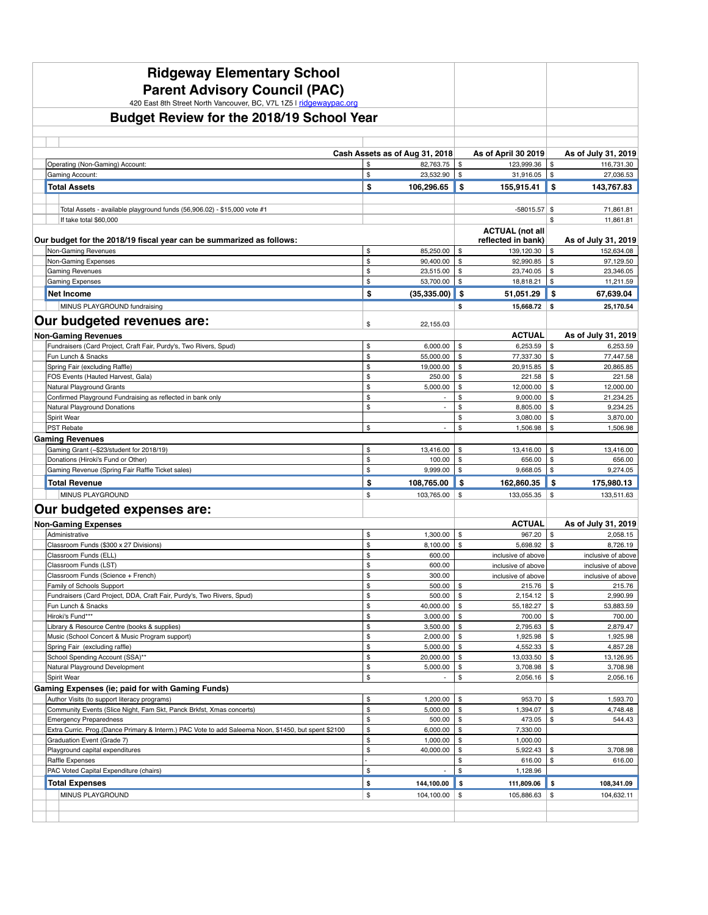# Ridgeway Elementary School
# Parent Advisory Council (PAC)

420 East 8th Street North Vancouver, BC, V7L 1Z5 I ridgewaypac.org

## Budget Review for the 2018/19 School Year

| | Cash Assets as of Aug 31, 2018 | As of April 30 2019 | As of July 31, 2019 |
|---|---|---|---|
| Operating (Non-Gaming) Account: | $ 82,763.75 | $ 123,999.36 | $ 116,731.30 |
| Gaming Account: | $ 23,532.90 | $ 31,916.05 | $ 27,036.53 |
| **Total Assets** | **$ 106,296.65** | **$ 155,915.41** | **$ 143,767.83** |
| | | | |
| Total Assets - available playground funds (56,906.02) - $15,000 vote #1 | | -58015.57 | $ 71,861.81 |
| If take total $60,000 | | | $ 11,861.81 |

**Our budget for the 2018/19 fiscal year can be summarized as follows:**

| | | ACTUAL (not all reflected in bank) | As of July 31, 2019 |
|---|---|---|---|
| Non-Gaming Revenues | $ 85,250.00 | $ 139,120.30 | $ 152,634.08 |
| Non-Gaming Expenses | $ 90,400.00 | $ 92,990.85 | $ 97,129.50 |
| Gaming Revenues | $ 23,515.00 | $ 23,740.05 | $ 23,346.05 |
| Gaming Expenses | $ 53,700.00 | $ 18,818.21 | $ 11,211.59 |
| **Net Income** | **$ (35,335.00)** | **$ 51,051.29** | **$ 67,639.04** |
| MINUS PLAYGROUND fundraising | | **$ 15,668.72** | **$ 25,170.54** |

## Our budgeted revenues are:

$ 22,155.03

| | | ACTUAL | As of July 31, 2019 |
|---|---|---|---|
| **Non-Gaming Revenues** | | | |
| Fundraisers (Card Project, Craft Fair, Purdy's, Two Rivers, Spud) | $ 6,000.00 | $ 6,253.59 | $ 6,253.59 |
| Fun Lunch & Snacks | $ 55,000.00 | $ 77,337.30 | $ 77,447.58 |
| Spring Fair (excluding Raffle) | $ 19,000.00 | $ 20,915.85 | $ 20,865.85 |
| FOS Events (Hauted Harvest, Gala) | $ 250.00 | $ 221.58 | $ 221.58 |
| Natural Playground Grants | $ 5,000.00 | $ 12,000.00 | $ 12,000.00 |
| Confirmed Playground Fundraising as reflected in bank only | $ - | $ 9,000.00 | $ 21,234.25 |
| Natural Playground Donations | $ - | $ 8,805.00 | $ 9,234.25 |
| Spirit Wear | | $ 3,080.00 | $ 3,870.00 |
| PST Rebate | $ - | $ 1,506.98 | $ 1,506.98 |
| **Gaming Revenues** | | | |
| Gaming Grant (~$23/student for 2018/19) | $ 13,416.00 | $ 13,416.00 | $ 13,416.00 |
| Donations (Hiroki's Fund or Other) | $ 100.00 | $ 656.00 | $ 656.00 |
| Gaming Revenue (Spring Fair Raffle Ticket sales) | $ 9,999.00 | $ 9,668.05 | $ 9,274.05 |
| **Total Revenue** | **$ 108,765.00** | **$ 162,860.35** | **$ 175,980.13** |
| MINUS PLAYGROUND | $ 103,765.00 | $ 133,055.35 | $ 133,511.63 |

## Our budgeted expenses are:

| | | ACTUAL | As of July 31, 2019 |
|---|---|---|---|
| **Non-Gaming Expenses** | | | |
| Administrative | $ 1,300.00 | $ 967.20 | $ 2,058.15 |
| Classroom Funds ($300 x 27 Divisions) | $ 8,100.00 | $ 5,698.92 | $ 8,726.19 |
| Classroom Funds (ELL) | $ 600.00 | inclusive of above | inclusive of above |
| Classroom Funds (LST) | $ 600.00 | inclusive of above | inclusive of above |
| Classroom Funds (Science + French) | $ 300.00 | inclusive of above | inclusive of above |
| Family of Schools Support | $ 500.00 | $ 215.76 | $ 215.76 |
| Fundraisers (Card Project, DDA, Craft Fair, Purdy's, Two Rivers, Spud) | $ 500.00 | $ 2,154.12 | $ 2,990.99 |
| Fun Lunch & Snacks | $ 40,000.00 | $ 55,182.27 | $ 53,883.59 |
| Hiroki's Fund*** | $ 3,000.00 | $ 700.00 | $ 700.00 |
| Library & Resource Centre (books & supplies) | $ 3,500.00 | $ 2,795.63 | $ 2,879.47 |
| Music (School Concert & Music Program support) | $ 2,000.00 | $ 1,925.98 | $ 1,925.98 |
| Spring Fair (excluding raffle) | $ 5,000.00 | $ 4,552.33 | $ 4,857.28 |
| School Spending Account (SSA)** | $ 20,000.00 | $ 13,033.50 | $ 13,126.95 |
| Natural Playground Development | $ 5,000.00 | $ 3,708.98 | $ 3,708.98 |
| Spirit Wear | $ - | $ 2,056.16 | $ 2,056.16 |
| **Gaming Expenses (ie; paid for with Gaming Funds)** | | | |
| Author Visits (to support literacy programs) | $ 1,200.00 | $ 953.70 | $ 1,593.70 |
| Community Events (Slice Night, Fam Skt, Panck Brkfst, Xmas concerts) | $ 5,000.00 | $ 1,394.07 | $ 4,748.48 |
| Emergency Preparedness | $ 500.00 | $ 473.05 | $ 544.43 |
| Extra Curric. Prog.(Dance Primary & Interm.) PAC Vote to add Saleema Noon, $1450, but spent $2100 | $ 6,000.00 | $ 7,330.00 | |
| Graduation Event (Grade 7) | $ 1,000.00 | $ 1,000.00 | |
| Playground capital expenditures | $ 40,000.00 | $ 5,922.43 | $ 3,708.98 |
| Raffle Expenses | - | $ 616.00 | $ 616.00 |
| PAC Voted Capital Expenditure (chairs) | $ - | $ 1,128.96 | |
| **Total Expenses** | **$ 144,100.00** | **$ 111,809.06** | **$ 108,341.09** |
| MINUS PLAYGROUND | $ 104,100.00 | $ 105,886.63 | $ 104,632.11 |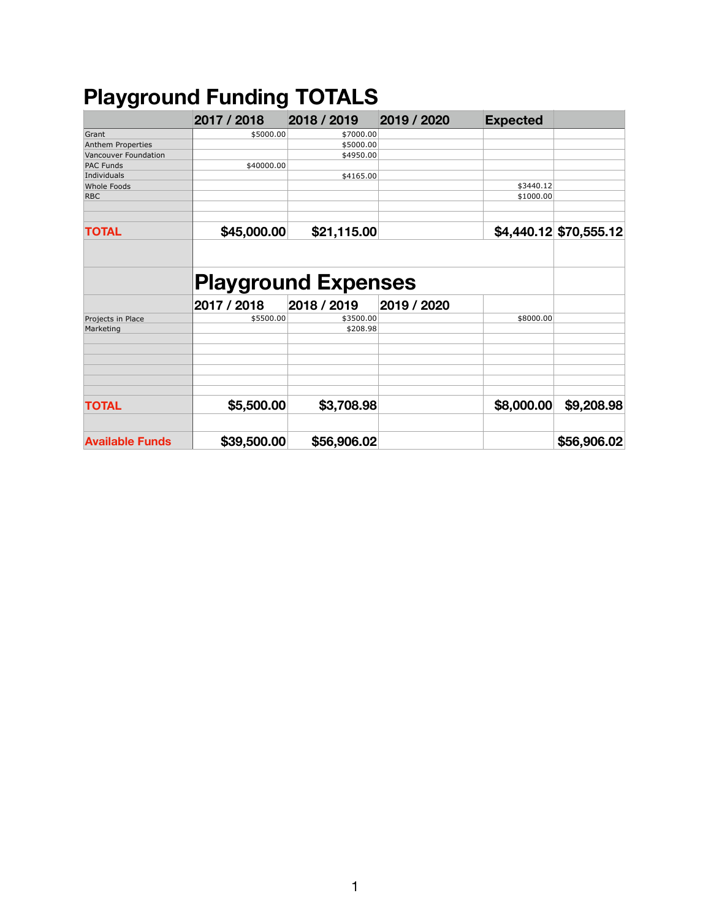# Playground Funding TOTALS

| | 2017 / 2018 | 2018 / 2019 | 2019 / 2020 | Expected | |
|---|---|---|---|---|---|
| Grant | $5000.00 | $7000.00 | | | |
| Anthem Properties | | $5000.00 | | | |
| Vancouver Foundation | | $4950.00 | | | |
| PAC Funds | $40000.00 | | | | |
| Individuals | | $4165.00 | | | |
| Whole Foods | | | | $3440.12 | |
| RBC | | | | $1000.00 | |
| | | | | | |
| | | | | | |
| **TOTAL** | **$45,000.00** | **$21,115.00** | | **$4,440.12** | **$70,555.12** |

# Playground Expenses

| | 2017 / 2018 | 2018 / 2019 | 2019 / 2020 | | |
|---|---|---|---|---|---|
| Projects in Place | $5500.00 | $3500.00 | | $8000.00 | |
| Marketing | | $208.98 | | | |
| | | | | | |
| | | | | | |
| | | | | | |
| | | | | | |
| | | | | | |
| | | | | | |
| **TOTAL** | **$5,500.00** | **$3,708.98** | | **$8,000.00** | **$9,208.98** |
| | | | | | |
| **Available Funds** | **$39,500.00** | **$56,906.02** | | | **$56,906.02** |